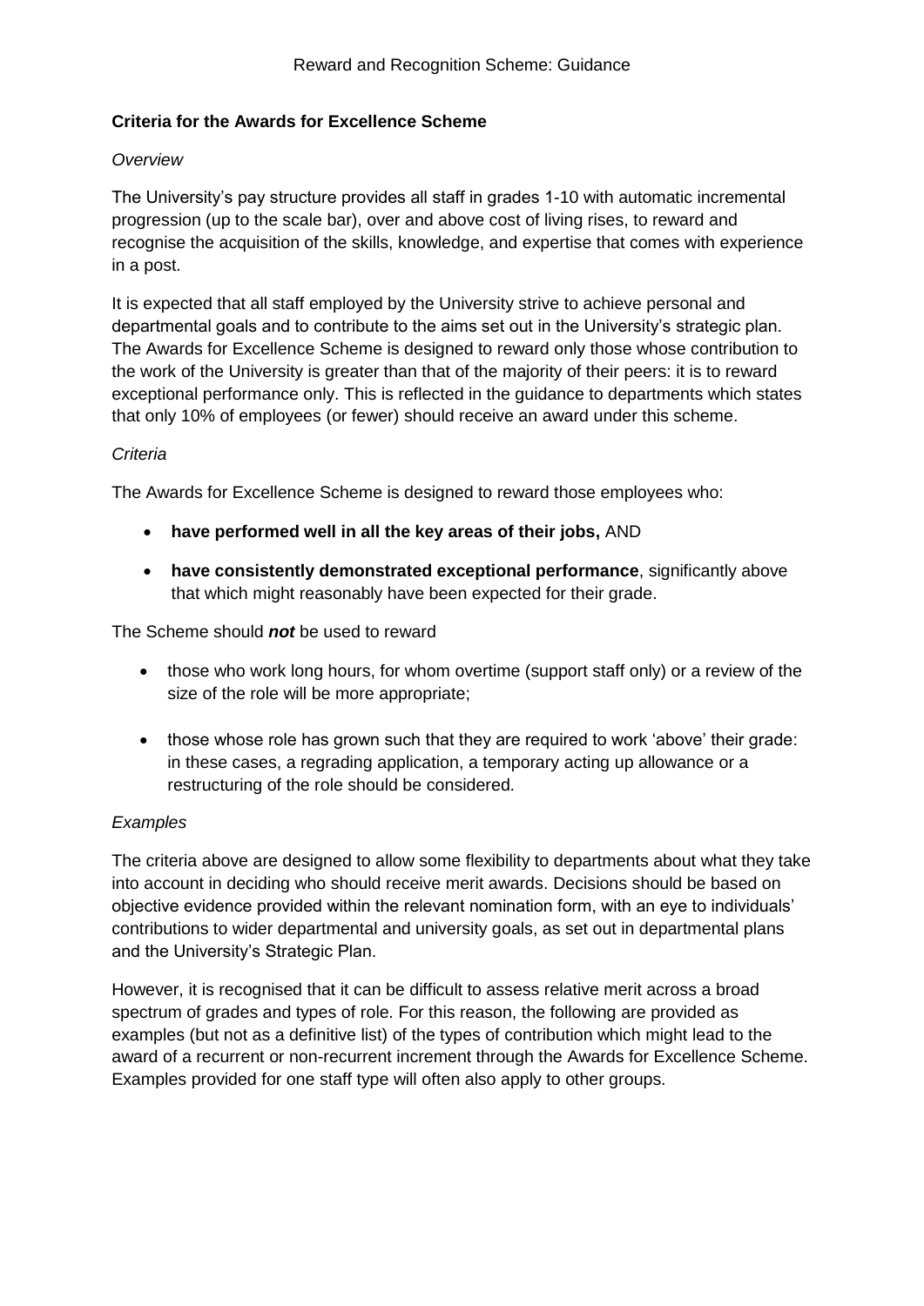Reward and Recognition Scheme: Guidance

## Criteria for the Awards for Excellence Scheme

*Overview*

The University's pay structure provides all staff in grades 1-10 with automatic incremental progression (up to the scale bar), over and above cost of living rises, to reward and recognise the acquisition of the skills, knowledge, and expertise that comes with experience in a post.

It is expected that all staff employed by the University strive to achieve personal and departmental goals and to contribute to the aims set out in the University's strategic plan. The Awards for Excellence Scheme is designed to reward only those whose contribution to the work of the University is greater than that of the majority of their peers: it is to reward exceptional performance only. This is reflected in the guidance to departments which states that only 10% of employees (or fewer) should receive an award under this scheme.

*Criteria*

The Awards for Excellence Scheme is designed to reward those employees who:

- **have performed well in all the key areas of their jobs,** AND
- **have consistently demonstrated exceptional performance**, significantly above that which might reasonably have been expected for their grade.

The Scheme should ***not*** be used to reward

- those who work long hours, for whom overtime (support staff only) or a review of the size of the role will be more appropriate;
- those whose role has grown such that they are required to work 'above' their grade: in these cases, a regrading application, a temporary acting up allowance or a restructuring of the role should be considered.

*Examples*

The criteria above are designed to allow some flexibility to departments about what they take into account in deciding who should receive merit awards. Decisions should be based on objective evidence provided within the relevant nomination form, with an eye to individuals' contributions to wider departmental and university goals, as set out in departmental plans and the University's Strategic Plan.

However, it is recognised that it can be difficult to assess relative merit across a broad spectrum of grades and types of role. For this reason, the following are provided as examples (but not as a definitive list) of the types of contribution which might lead to the award of a recurrent or non-recurrent increment through the Awards for Excellence Scheme. Examples provided for one staff type will often also apply to other groups.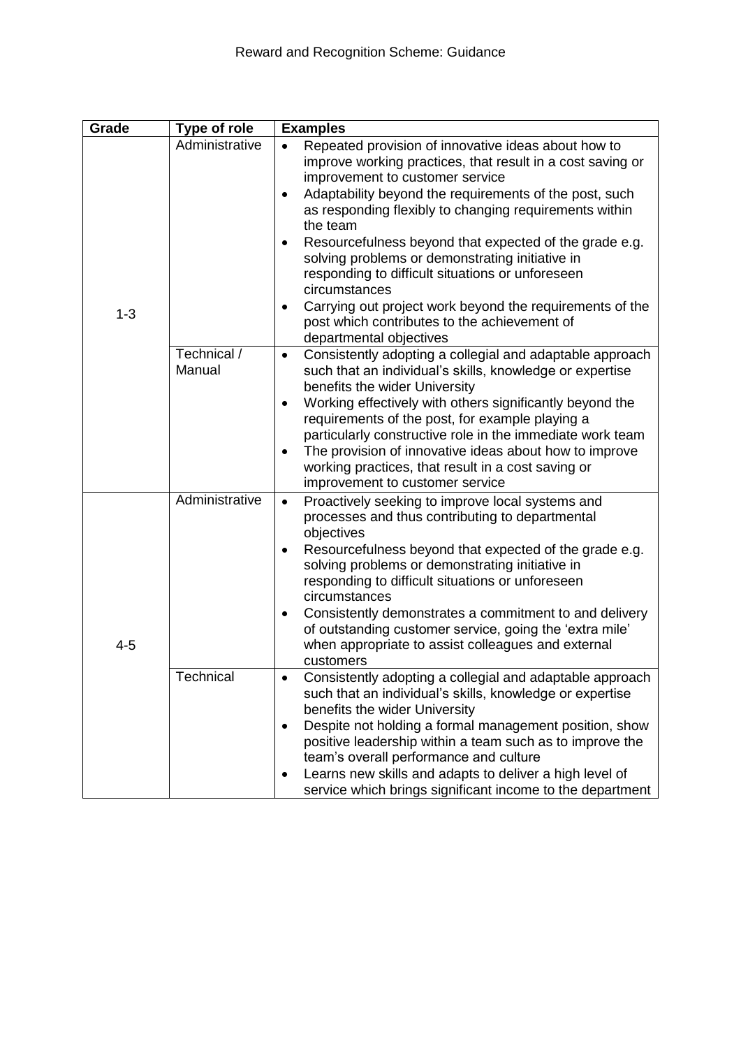| Grade | Type of role | Examples |
| --- | --- | --- |
| 1-3 | Administrative | • Repeated provision of innovative ideas about how to improve working practices, that result in a cost saving or improvement to customer service<br>• Adaptability beyond the requirements of the post, such as responding flexibly to changing requirements within the team<br>• Resourcefulness beyond that expected of the grade e.g. solving problems or demonstrating initiative in responding to difficult situations or unforeseen circumstances<br>• Carrying out project work beyond the requirements of the post which contributes to the achievement of departmental objectives |
| | Technical / Manual | • Consistently adopting a collegial and adaptable approach such that an individual's skills, knowledge or expertise benefits the wider University<br>• Working effectively with others significantly beyond the requirements of the post, for example playing a particularly constructive role in the immediate work team<br>• The provision of innovative ideas about how to improve working practices, that result in a cost saving or improvement to customer service |
| 4-5 | Administrative | • Proactively seeking to improve local systems and processes and thus contributing to departmental objectives<br>• Resourcefulness beyond that expected of the grade e.g. solving problems or demonstrating initiative in responding to difficult situations or unforeseen circumstances<br>• Consistently demonstrates a commitment to and delivery of outstanding customer service, going the 'extra mile' when appropriate to assist colleagues and external customers |
| | Technical | • Consistently adopting a collegial and adaptable approach such that an individual's skills, knowledge or expertise benefits the wider University<br>• Despite not holding a formal management position, show positive leadership within a team such as to improve the team's overall performance and culture<br>• Learns new skills and adapts to deliver a high level of service which brings significant income to the department |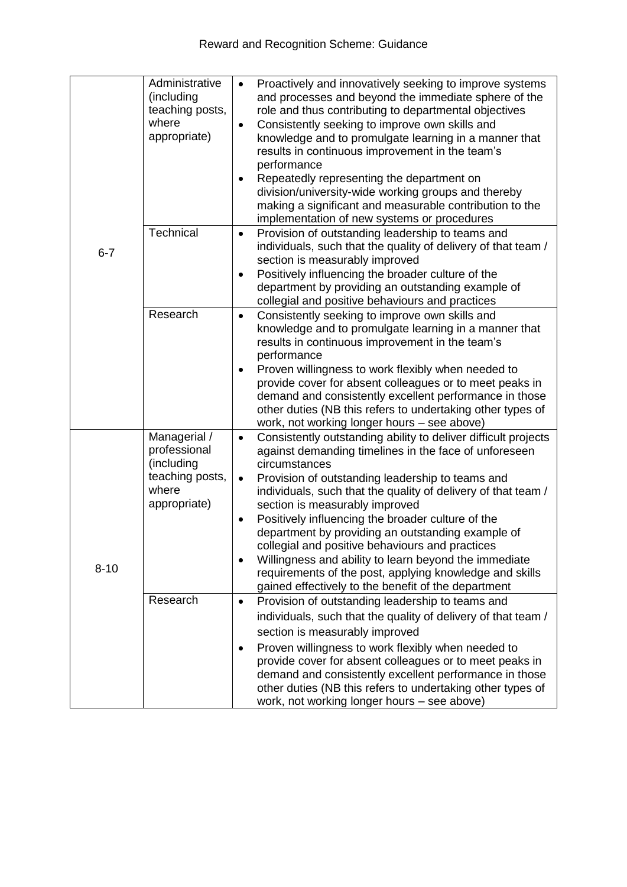| | | |
|---|---|---|
| 6-7 | Administrative (including teaching posts, where appropriate) | • Proactively and innovatively seeking to improve systems and processes and beyond the immediate sphere of the role and thus contributing to departmental objectives<br>• Consistently seeking to improve own skills and knowledge and to promulgate learning in a manner that results in continuous improvement in the team's performance<br>• Repeatedly representing the department on division/university-wide working groups and thereby making a significant and measurable contribution to the implementation of new systems or procedures |
| | Technical | • Provision of outstanding leadership to teams and individuals, such that the quality of delivery of that team / section is measurably improved<br>• Positively influencing the broader culture of the department by providing an outstanding example of collegial and positive behaviours and practices |
| | Research | • Consistently seeking to improve own skills and knowledge and to promulgate learning in a manner that results in continuous improvement in the team's performance<br>• Proven willingness to work flexibly when needed to provide cover for absent colleagues or to meet peaks in demand and consistently excellent performance in those other duties (NB this refers to undertaking other types of work, not working longer hours – see above) |
| 8-10 | Managerial / professional (including teaching posts, where appropriate) | • Consistently outstanding ability to deliver difficult projects against demanding timelines in the face of unforeseen circumstances<br>• Provision of outstanding leadership to teams and individuals, such that the quality of delivery of that team / section is measurably improved<br>• Positively influencing the broader culture of the department by providing an outstanding example of collegial and positive behaviours and practices<br>• Willingness and ability to learn beyond the immediate requirements of the post, applying knowledge and skills gained effectively to the benefit of the department |
| | Research | • Provision of outstanding leadership to teams and individuals, such that the quality of delivery of that team / section is measurably improved<br>• Proven willingness to work flexibly when needed to provide cover for absent colleagues or to meet peaks in demand and consistently excellent performance in those other duties (NB this refers to undertaking other types of work, not working longer hours – see above) |